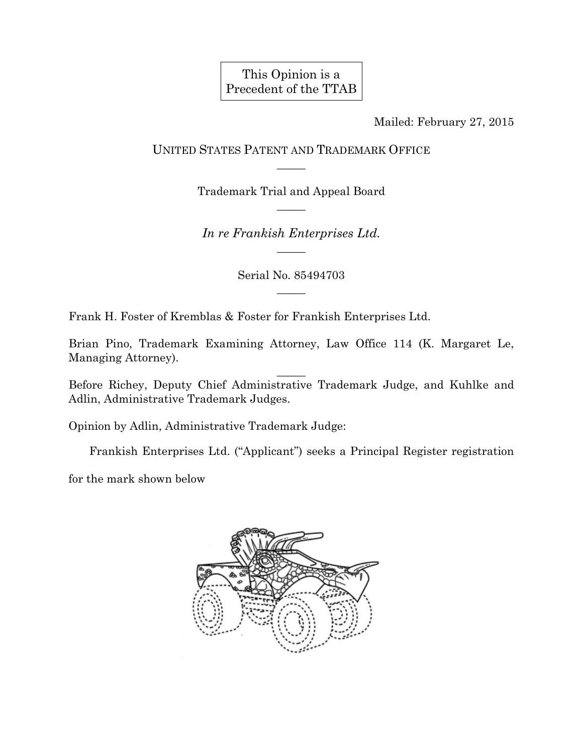This Opinion is a Precedent of the TTAB

Mailed: February 27, 2015

UNITED STATES PATENT AND TRADEMARK OFFICE

Trademark Trial and Appeal Board

*In re Frankish Enterprises Ltd.*

Serial No. 85494703

Frank H. Foster of Kremblas & Foster for Frankish Enterprises Ltd.

Brian Pino, Trademark Examining Attorney, Law Office 114 (K. Margaret Le, Managing Attorney).

Before Richey, Deputy Chief Administrative Trademark Judge, and Kuhlke and Adlin, Administrative Trademark Judges.

Opinion by Adlin, Administrative Trademark Judge:

Frankish Enterprises Ltd. ("Applicant") seeks a Principal Register registration for the mark shown below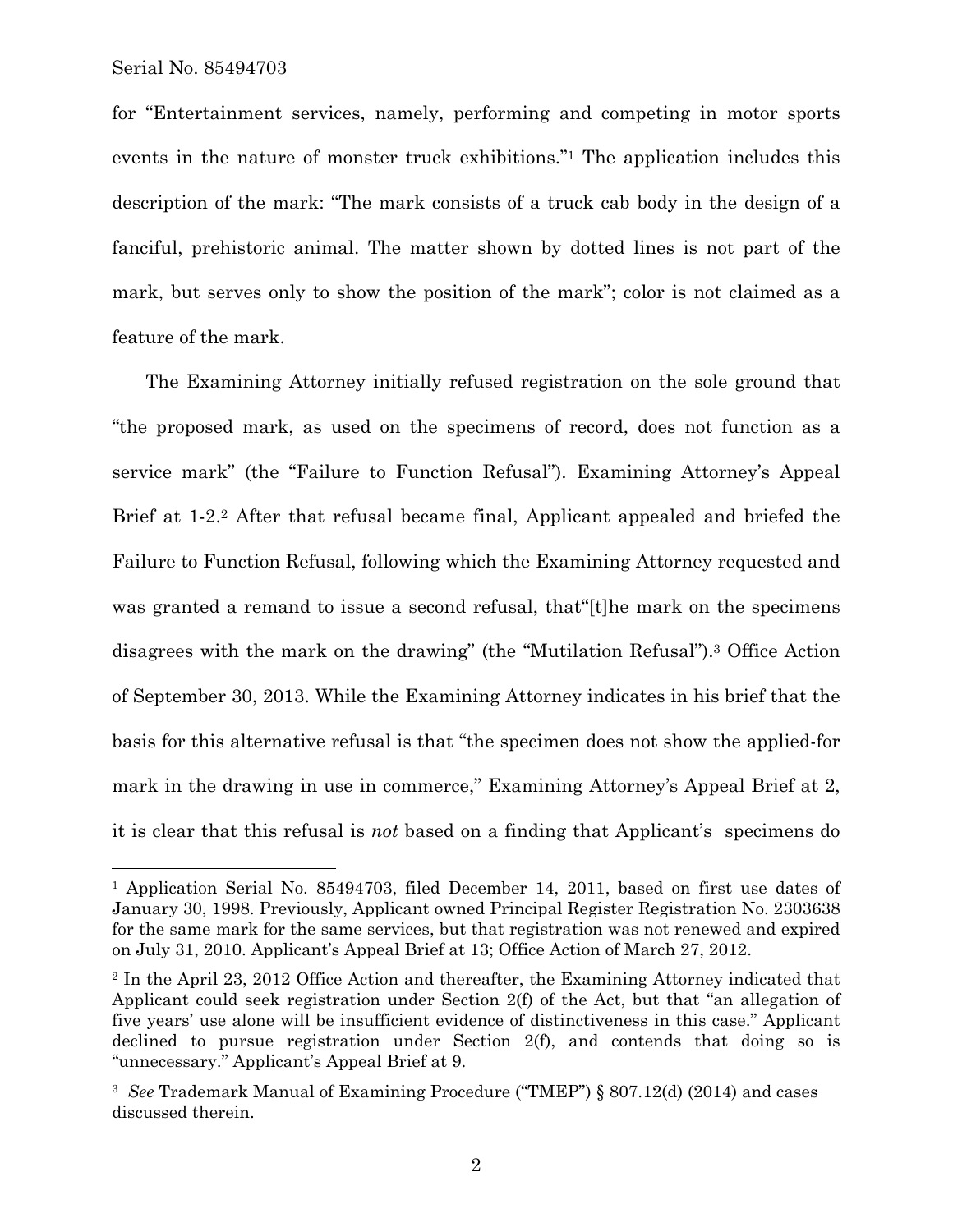for "Entertainment services, namely, performing and competing in motor sports events in the nature of monster truck exhibitions."[1] The application includes this description of the mark: "The mark consists of a truck cab body in the design of a fanciful, prehistoric animal. The matter shown by dotted lines is not part of the mark, but serves only to show the position of the mark"; color is not claimed as a feature of the mark.

The Examining Attorney initially refused registration on the sole ground that "the proposed mark, as used on the specimens of record, does not function as a service mark" (the "Failure to Function Refusal"). Examining Attorney's Appeal Brief at 1-2.[2] After that refusal became final, Applicant appealed and briefed the Failure to Function Refusal, following which the Examining Attorney requested and was granted a remand to issue a second refusal, that"[t]he mark on the specimens disagrees with the mark on the drawing" (the "Mutilation Refusal").[3] Office Action of September 30, 2013. While the Examining Attorney indicates in his brief that the basis for this alternative refusal is that "the specimen does not show the applied-for mark in the drawing in use in commerce," Examining Attorney's Appeal Brief at 2, it is clear that this refusal is *not* based on a finding that Applicant's specimens do

---

[1] Application Serial No. 85494703, filed December 14, 2011, based on first use dates of January 30, 1998. Previously, Applicant owned Principal Register Registration No. 2303638 for the same mark for the same services, but that registration was not renewed and expired on July 31, 2010. Applicant's Appeal Brief at 13; Office Action of March 27, 2012.

[2] In the April 23, 2012 Office Action and thereafter, the Examining Attorney indicated that Applicant could seek registration under Section 2(f) of the Act, but that "an allegation of five years' use alone will be insufficient evidence of distinctiveness in this case." Applicant declined to pursue registration under Section 2(f), and contends that doing so is "unnecessary." Applicant's Appeal Brief at 9.

[3] *See* Trademark Manual of Examining Procedure ("TMEP") § 807.12(d) (2014) and cases discussed therein.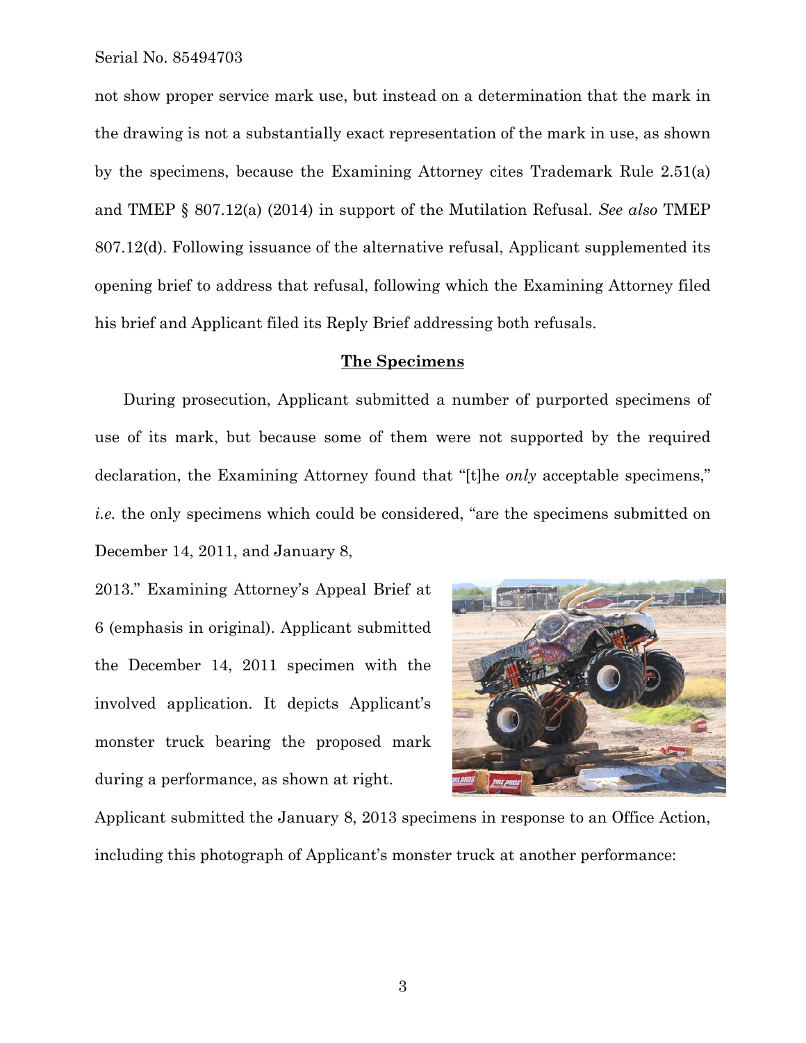not show proper service mark use, but instead on a determination that the mark in the drawing is not a substantially exact representation of the mark in use, as shown by the specimens, because the Examining Attorney cites Trademark Rule 2.51(a) and TMEP § 807.12(a) (2014) in support of the Mutilation Refusal. *See also* TMEP 807.12(d). Following issuance of the alternative refusal, Applicant supplemented its opening brief to address that refusal, following which the Examining Attorney filed his brief and Applicant filed its Reply Brief addressing both refusals.

**The Specimens**

During prosecution, Applicant submitted a number of purported specimens of use of its mark, but because some of them were not supported by the required declaration, the Examining Attorney found that "[t]he *only* acceptable specimens," *i.e.* the only specimens which could be considered, "are the specimens submitted on December 14, 2011, and January 8, 2013." Examining Attorney's Appeal Brief at 6 (emphasis in original). Applicant submitted the December 14, 2011 specimen with the involved application. It depicts Applicant's monster truck bearing the proposed mark during a performance, as shown at right.

Applicant submitted the January 8, 2013 specimens in response to an Office Action, including this photograph of Applicant's monster truck at another performance: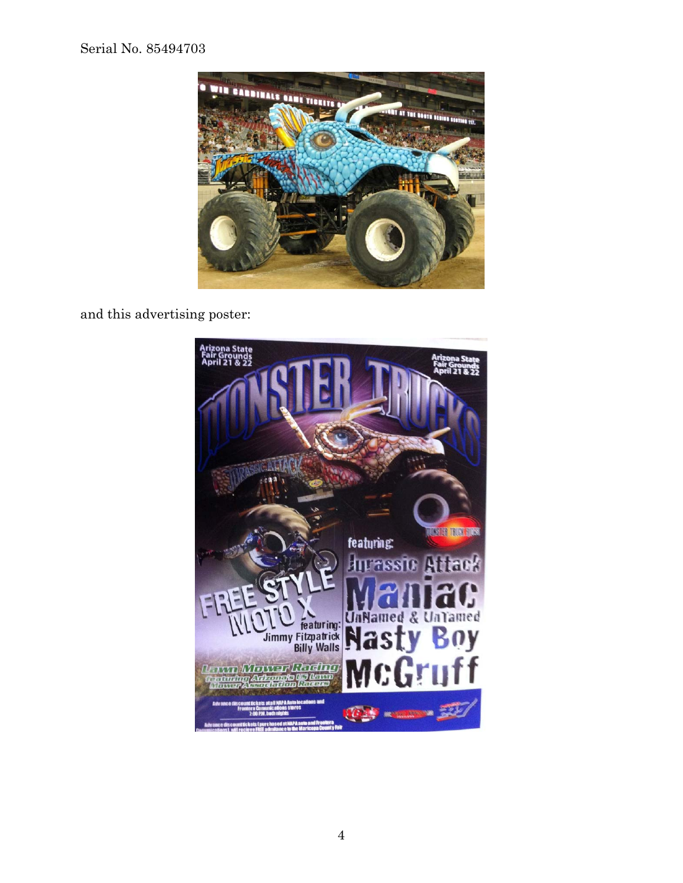and this advertising poster: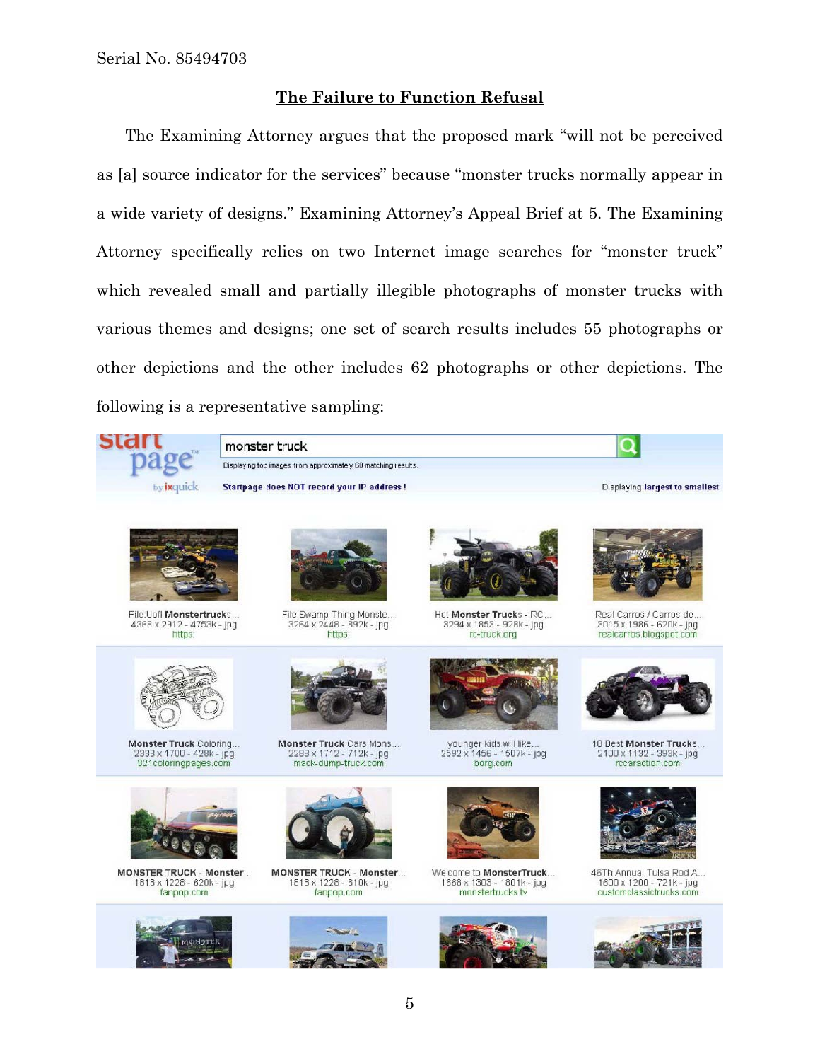## The Failure to Function Refusal

The Examining Attorney argues that the proposed mark "will not be perceived as [a] source indicator for the services" because "monster trucks normally appear in a wide variety of designs." Examining Attorney's Appeal Brief at 5. The Examining Attorney specifically relies on two Internet image searches for "monster truck" which revealed small and partially illegible photographs of monster trucks with various themes and designs; one set of search results includes 55 photographs or other depictions and the other includes 62 photographs or other depictions. The following is a representative sampling: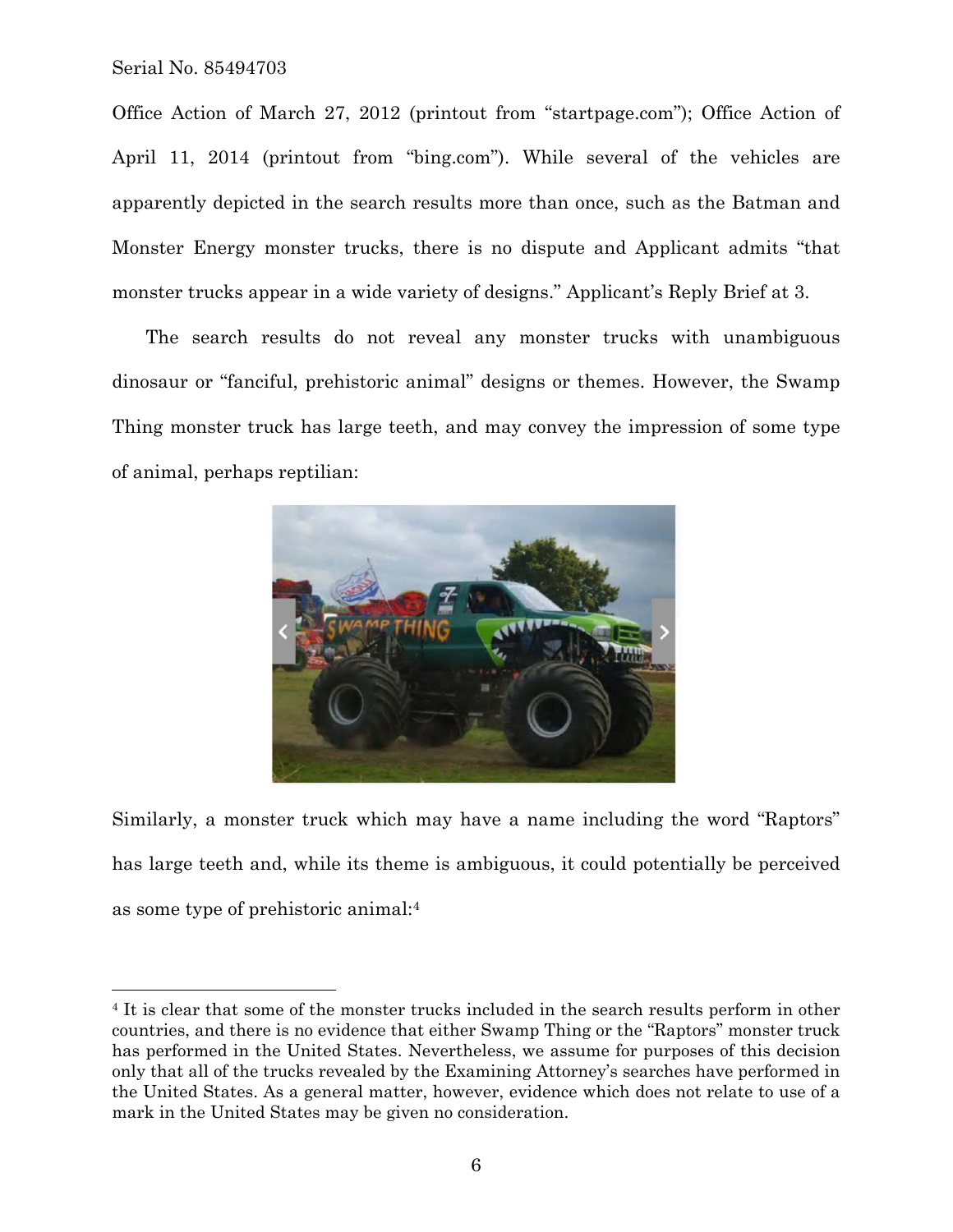Office Action of March 27, 2012 (printout from "startpage.com"); Office Action of April 11, 2014 (printout from "bing.com"). While several of the vehicles are apparently depicted in the search results more than once, such as the Batman and Monster Energy monster trucks, there is no dispute and Applicant admits "that monster trucks appear in a wide variety of designs." Applicant's Reply Brief at 3.

The search results do not reveal any monster trucks with unambiguous dinosaur or "fanciful, prehistoric animal" designs or themes. However, the Swamp Thing monster truck has large teeth, and may convey the impression of some type of animal, perhaps reptilian:

Similarly, a monster truck which may have a name including the word "Raptors" has large teeth and, while its theme is ambiguous, it could potentially be perceived as some type of prehistoric animal:[4]

---

[4] It is clear that some of the monster trucks included in the search results perform in other countries, and there is no evidence that either Swamp Thing or the "Raptors" monster truck has performed in the United States. Nevertheless, we assume for purposes of this decision only that all of the trucks revealed by the Examining Attorney's searches have performed in the United States. As a general matter, however, evidence which does not relate to use of a mark in the United States may be given no consideration.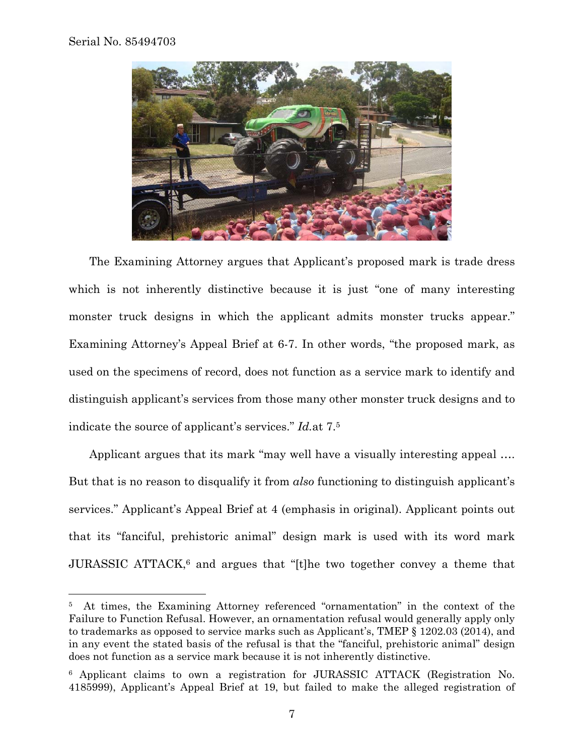The Examining Attorney argues that Applicant's proposed mark is trade dress which is not inherently distinctive because it is just "one of many interesting monster truck designs in which the applicant admits monster trucks appear." Examining Attorney's Appeal Brief at 6-7. In other words, "the proposed mark, as used on the specimens of record, does not function as a service mark to identify and distinguish applicant's services from those many other monster truck designs and to indicate the source of applicant's services." *Id.*at 7.[5]

Applicant argues that its mark "may well have a visually interesting appeal …. But that is no reason to disqualify it from *also* functioning to distinguish applicant's services." Applicant's Appeal Brief at 4 (emphasis in original). Applicant points out that its "fanciful, prehistoric animal" design mark is used with its word mark JURASSIC ATTACK,[6] and argues that "[t]he two together convey a theme that

---

[5] At times, the Examining Attorney referenced "ornamentation" in the context of the Failure to Function Refusal. However, an ornamentation refusal would generally apply only to trademarks as opposed to service marks such as Applicant's, TMEP § 1202.03 (2014), and in any event the stated basis of the refusal is that the "fanciful, prehistoric animal" design does not function as a service mark because it is not inherently distinctive.

[6] Applicant claims to own a registration for JURASSIC ATTACK (Registration No. 4185999), Applicant's Appeal Brief at 19, but failed to make the alleged registration of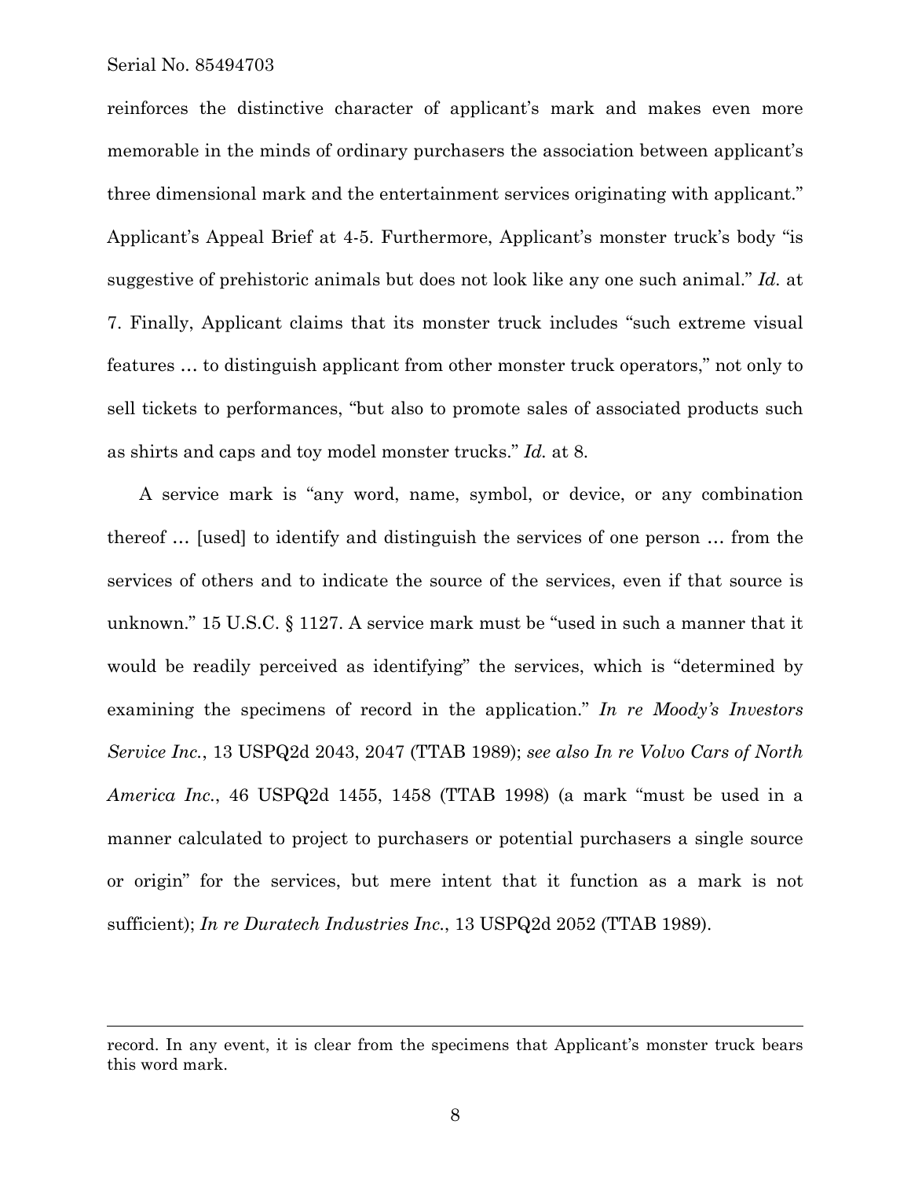reinforces the distinctive character of applicant's mark and makes even more memorable in the minds of ordinary purchasers the association between applicant's three dimensional mark and the entertainment services originating with applicant." Applicant's Appeal Brief at 4-5. Furthermore, Applicant's monster truck's body "is suggestive of prehistoric animals but does not look like any one such animal." *Id.* at 7. Finally, Applicant claims that its monster truck includes "such extreme visual features … to distinguish applicant from other monster truck operators," not only to sell tickets to performances, "but also to promote sales of associated products such as shirts and caps and toy model monster trucks." *Id.* at 8.

A service mark is "any word, name, symbol, or device, or any combination thereof … [used] to identify and distinguish the services of one person … from the services of others and to indicate the source of the services, even if that source is unknown." 15 U.S.C. § 1127. A service mark must be "used in such a manner that it would be readily perceived as identifying" the services, which is "determined by examining the specimens of record in the application." *In re Moody's Investors Service Inc.*, 13 USPQ2d 2043, 2047 (TTAB 1989); *see also In re Volvo Cars of North America Inc.*, 46 USPQ2d 1455, 1458 (TTAB 1998) (a mark "must be used in a manner calculated to project to purchasers or potential purchasers a single source or origin" for the services, but mere intent that it function as a mark is not sufficient); *In re Duratech Industries Inc.*, 13 USPQ2d 2052 (TTAB 1989).

---

record. In any event, it is clear from the specimens that Applicant's monster truck bears this word mark.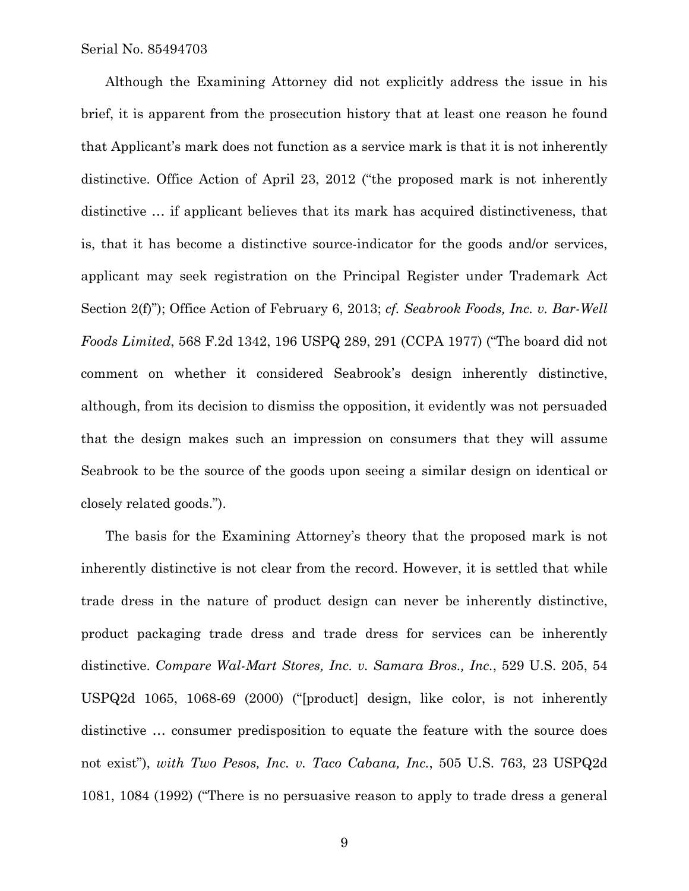Although the Examining Attorney did not explicitly address the issue in his brief, it is apparent from the prosecution history that at least one reason he found that Applicant's mark does not function as a service mark is that it is not inherently distinctive. Office Action of April 23, 2012 ("the proposed mark is not inherently distinctive … if applicant believes that its mark has acquired distinctiveness, that is, that it has become a distinctive source-indicator for the goods and/or services, applicant may seek registration on the Principal Register under Trademark Act Section 2(f)"); Office Action of February 6, 2013; *cf. Seabrook Foods, Inc. v. Bar-Well Foods Limited*, 568 F.2d 1342, 196 USPQ 289, 291 (CCPA 1977) ("The board did not comment on whether it considered Seabrook's design inherently distinctive, although, from its decision to dismiss the opposition, it evidently was not persuaded that the design makes such an impression on consumers that they will assume Seabrook to be the source of the goods upon seeing a similar design on identical or closely related goods.").

The basis for the Examining Attorney's theory that the proposed mark is not inherently distinctive is not clear from the record. However, it is settled that while trade dress in the nature of product design can never be inherently distinctive, product packaging trade dress and trade dress for services can be inherently distinctive. *Compare Wal-Mart Stores, Inc. v. Samara Bros., Inc.*, 529 U.S. 205, 54 USPQ2d 1065, 1068-69 (2000) ("[product] design, like color, is not inherently distinctive … consumer predisposition to equate the feature with the source does not exist"), *with Two Pesos, Inc. v. Taco Cabana, Inc.*, 505 U.S. 763, 23 USPQ2d 1081, 1084 (1992) ("There is no persuasive reason to apply to trade dress a general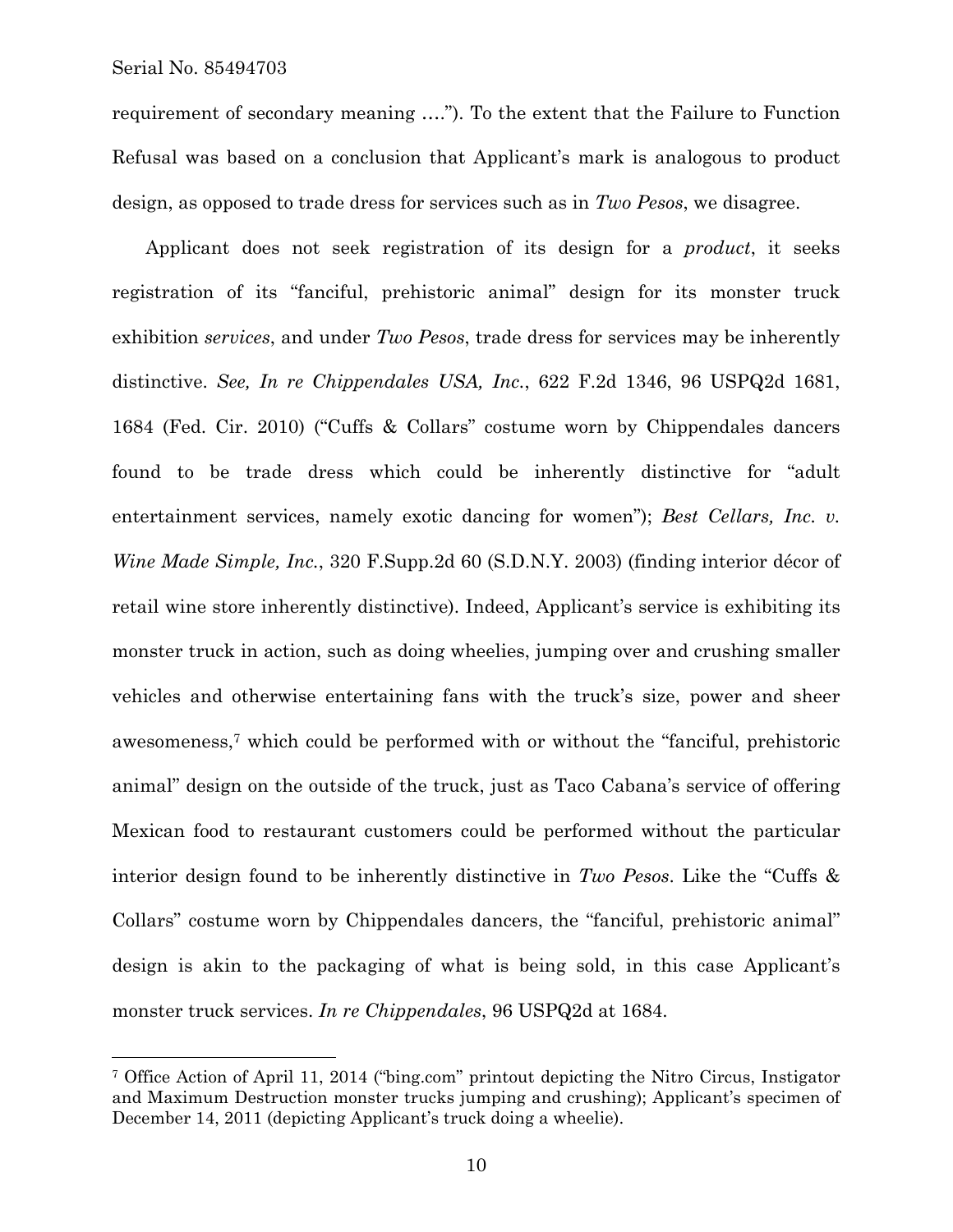requirement of secondary meaning ….”). To the extent that the Failure to Function Refusal was based on a conclusion that Applicant's mark is analogous to product design, as opposed to trade dress for services such as in *Two Pesos*, we disagree.

Applicant does not seek registration of its design for a *product*, it seeks registration of its “fanciful, prehistoric animal” design for its monster truck exhibition *services*, and under *Two Pesos*, trade dress for services may be inherently distinctive. *See, In re Chippendales USA, Inc.*, 622 F.2d 1346, 96 USPQ2d 1681, 1684 (Fed. Cir. 2010) (“Cuffs & Collars” costume worn by Chippendales dancers found to be trade dress which could be inherently distinctive for “adult entertainment services, namely exotic dancing for women”); *Best Cellars, Inc. v. Wine Made Simple, Inc.*, 320 F.Supp.2d 60 (S.D.N.Y. 2003) (finding interior décor of retail wine store inherently distinctive). Indeed, Applicant's service is exhibiting its monster truck in action, such as doing wheelies, jumping over and crushing smaller vehicles and otherwise entertaining fans with the truck's size, power and sheer awesomeness,[7] which could be performed with or without the “fanciful, prehistoric animal” design on the outside of the truck, just as Taco Cabana's service of offering Mexican food to restaurant customers could be performed without the particular interior design found to be inherently distinctive in *Two Pesos*. Like the “Cuffs & Collars” costume worn by Chippendales dancers, the “fanciful, prehistoric animal” design is akin to the packaging of what is being sold, in this case Applicant's monster truck services. *In re Chippendales*, 96 USPQ2d at 1684.

---

[7] Office Action of April 11, 2014 (“bing.com” printout depicting the Nitro Circus, Instigator and Maximum Destruction monster trucks jumping and crushing); Applicant's specimen of December 14, 2011 (depicting Applicant's truck doing a wheelie).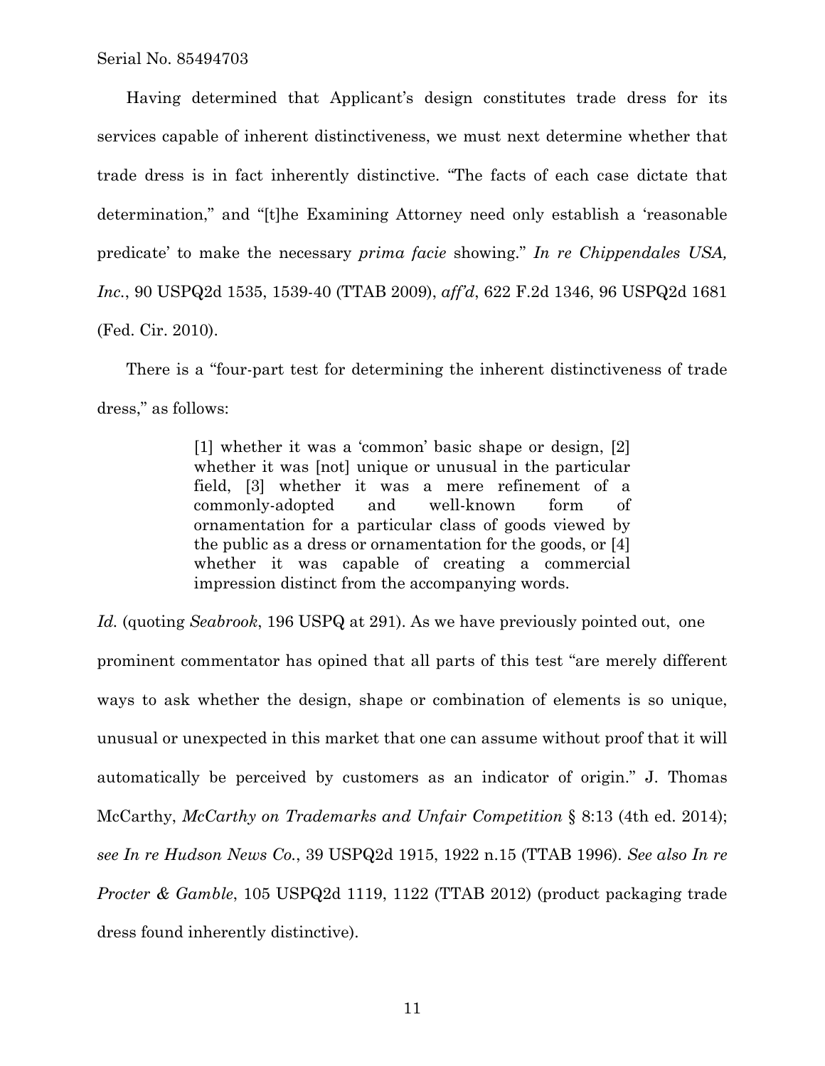Having determined that Applicant's design constitutes trade dress for its services capable of inherent distinctiveness, we must next determine whether that trade dress is in fact inherently distinctive. "The facts of each case dictate that determination," and "[t]he Examining Attorney need only establish a 'reasonable predicate' to make the necessary *prima facie* showing." *In re Chippendales USA, Inc.*, 90 USPQ2d 1535, 1539-40 (TTAB 2009), *aff'd*, 622 F.2d 1346, 96 USPQ2d 1681 (Fed. Cir. 2010).

There is a "four-part test for determining the inherent distinctiveness of trade dress," as follows:

> [1] whether it was a 'common' basic shape or design, [2] whether it was [not] unique or unusual in the particular field, [3] whether it was a mere refinement of a commonly-adopted and well-known form of ornamentation for a particular class of goods viewed by the public as a dress or ornamentation for the goods, or [4] whether it was capable of creating a commercial impression distinct from the accompanying words.

*Id.* (quoting *Seabrook*, 196 USPQ at 291). As we have previously pointed out, one prominent commentator has opined that all parts of this test "are merely different ways to ask whether the design, shape or combination of elements is so unique, unusual or unexpected in this market that one can assume without proof that it will automatically be perceived by customers as an indicator of origin." J. Thomas McCarthy, *McCarthy on Trademarks and Unfair Competition* § 8:13 (4th ed. 2014); *see In re Hudson News Co.*, 39 USPQ2d 1915, 1922 n.15 (TTAB 1996). *See also In re Procter & Gamble*, 105 USPQ2d 1119, 1122 (TTAB 2012) (product packaging trade dress found inherently distinctive).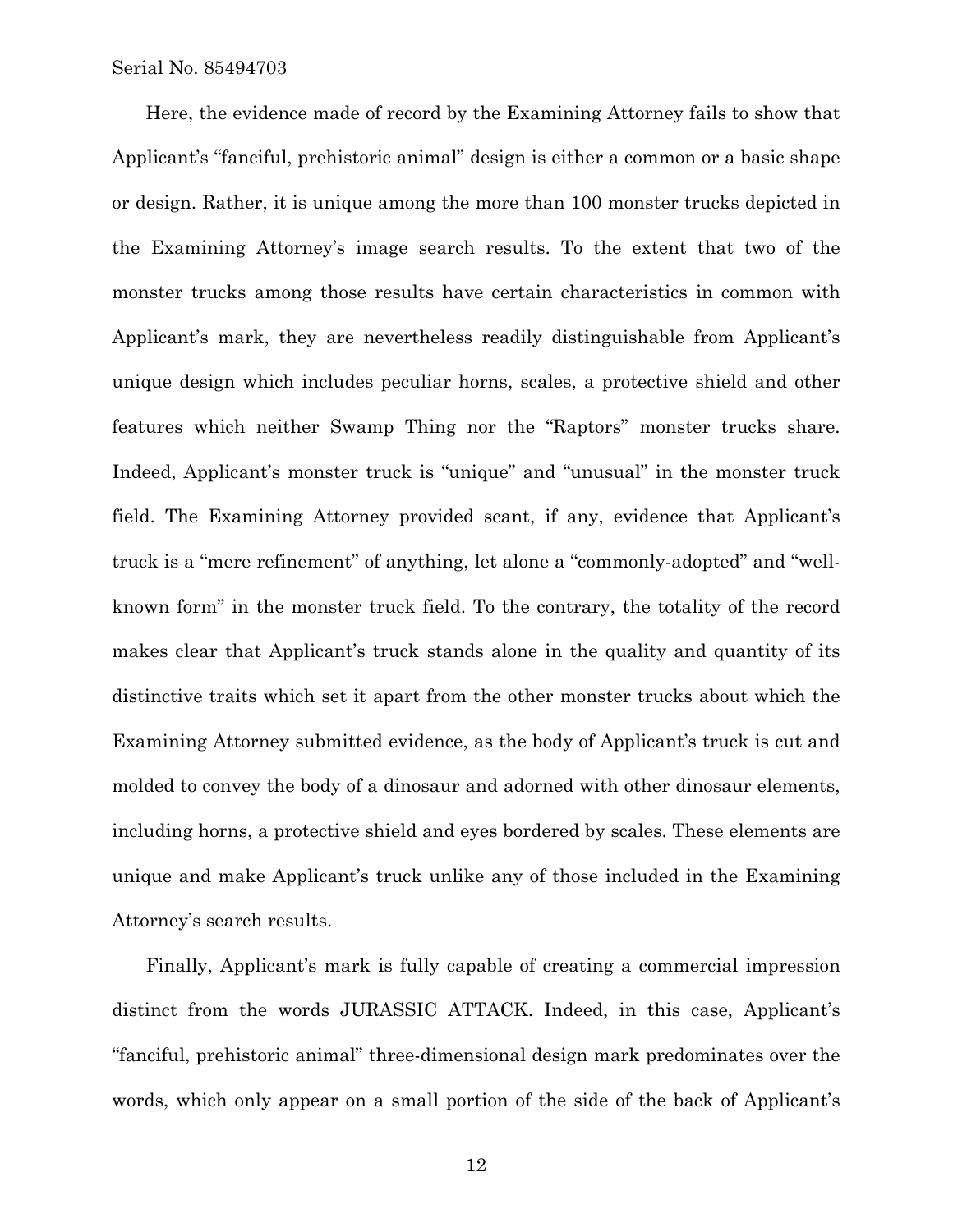Here, the evidence made of record by the Examining Attorney fails to show that Applicant's "fanciful, prehistoric animal" design is either a common or a basic shape or design. Rather, it is unique among the more than 100 monster trucks depicted in the Examining Attorney's image search results. To the extent that two of the monster trucks among those results have certain characteristics in common with Applicant's mark, they are nevertheless readily distinguishable from Applicant's unique design which includes peculiar horns, scales, a protective shield and other features which neither Swamp Thing nor the "Raptors" monster trucks share. Indeed, Applicant's monster truck is "unique" and "unusual" in the monster truck field. The Examining Attorney provided scant, if any, evidence that Applicant's truck is a "mere refinement" of anything, let alone a "commonly-adopted" and "well-known form" in the monster truck field. To the contrary, the totality of the record makes clear that Applicant's truck stands alone in the quality and quantity of its distinctive traits which set it apart from the other monster trucks about which the Examining Attorney submitted evidence, as the body of Applicant's truck is cut and molded to convey the body of a dinosaur and adorned with other dinosaur elements, including horns, a protective shield and eyes bordered by scales. These elements are unique and make Applicant's truck unlike any of those included in the Examining Attorney's search results.

Finally, Applicant's mark is fully capable of creating a commercial impression distinct from the words JURASSIC ATTACK. Indeed, in this case, Applicant's "fanciful, prehistoric animal" three-dimensional design mark predominates over the words, which only appear on a small portion of the side of the back of Applicant's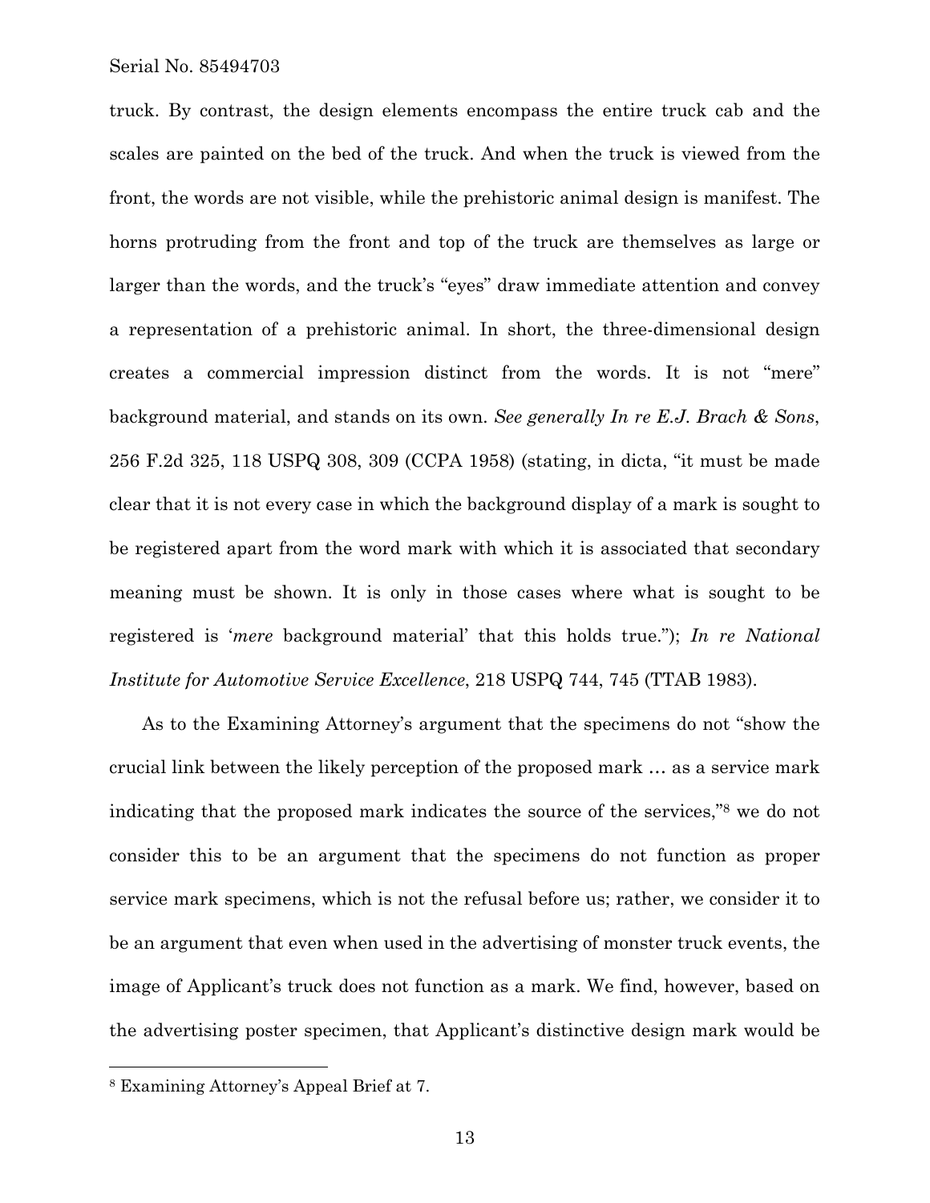truck. By contrast, the design elements encompass the entire truck cab and the scales are painted on the bed of the truck. And when the truck is viewed from the front, the words are not visible, while the prehistoric animal design is manifest. The horns protruding from the front and top of the truck are themselves as large or larger than the words, and the truck's "eyes" draw immediate attention and convey a representation of a prehistoric animal. In short, the three-dimensional design creates a commercial impression distinct from the words. It is not "mere" background material, and stands on its own. *See generally In re E.J. Brach & Sons*, 256 F.2d 325, 118 USPQ 308, 309 (CCPA 1958) (stating, in dicta, "it must be made clear that it is not every case in which the background display of a mark is sought to be registered apart from the word mark with which it is associated that secondary meaning must be shown. It is only in those cases where what is sought to be registered is '*mere* background material' that this holds true."); *In re National Institute for Automotive Service Excellence*, 218 USPQ 744, 745 (TTAB 1983).

As to the Examining Attorney's argument that the specimens do not "show the crucial link between the likely perception of the proposed mark … as a service mark indicating that the proposed mark indicates the source of the services,"[8] we do not consider this to be an argument that the specimens do not function as proper service mark specimens, which is not the refusal before us; rather, we consider it to be an argument that even when used in the advertising of monster truck events, the image of Applicant's truck does not function as a mark. We find, however, based on the advertising poster specimen, that Applicant's distinctive design mark would be

---

[8] Examining Attorney's Appeal Brief at 7.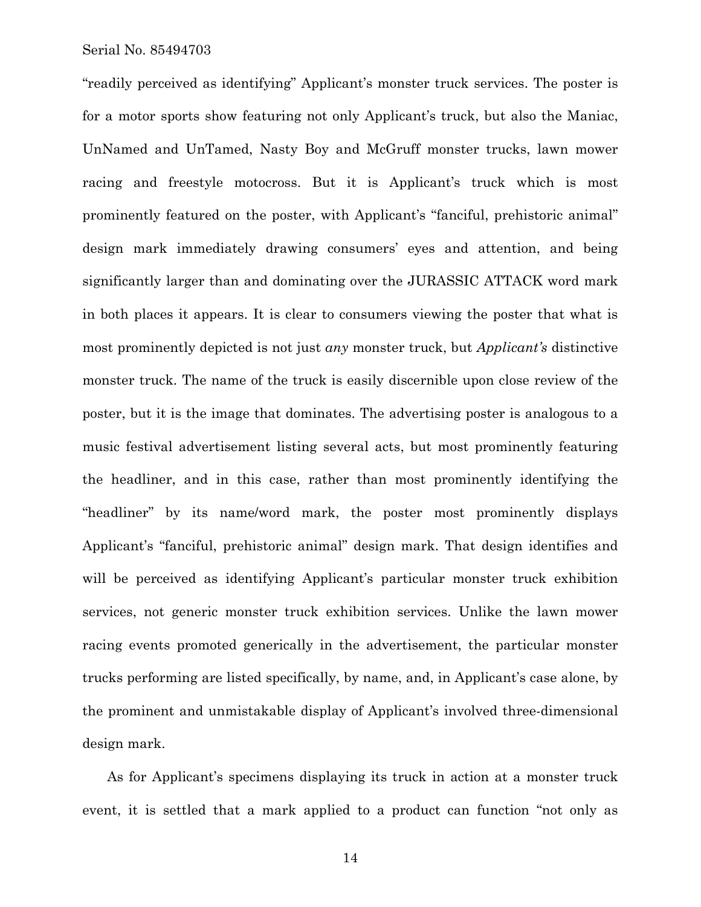"readily perceived as identifying" Applicant's monster truck services. The poster is for a motor sports show featuring not only Applicant's truck, but also the Maniac, UnNamed and UnTamed, Nasty Boy and McGruff monster trucks, lawn mower racing and freestyle motocross. But it is Applicant's truck which is most prominently featured on the poster, with Applicant's "fanciful, prehistoric animal" design mark immediately drawing consumers' eyes and attention, and being significantly larger than and dominating over the JURASSIC ATTACK word mark in both places it appears. It is clear to consumers viewing the poster that what is most prominently depicted is not just *any* monster truck, but *Applicant's* distinctive monster truck. The name of the truck is easily discernible upon close review of the poster, but it is the image that dominates. The advertising poster is analogous to a music festival advertisement listing several acts, but most prominently featuring the headliner, and in this case, rather than most prominently identifying the "headliner" by its name/word mark, the poster most prominently displays Applicant's "fanciful, prehistoric animal" design mark. That design identifies and will be perceived as identifying Applicant's particular monster truck exhibition services, not generic monster truck exhibition services. Unlike the lawn mower racing events promoted generically in the advertisement, the particular monster trucks performing are listed specifically, by name, and, in Applicant's case alone, by the prominent and unmistakable display of Applicant's involved three-dimensional design mark.

As for Applicant's specimens displaying its truck in action at a monster truck event, it is settled that a mark applied to a product can function "not only as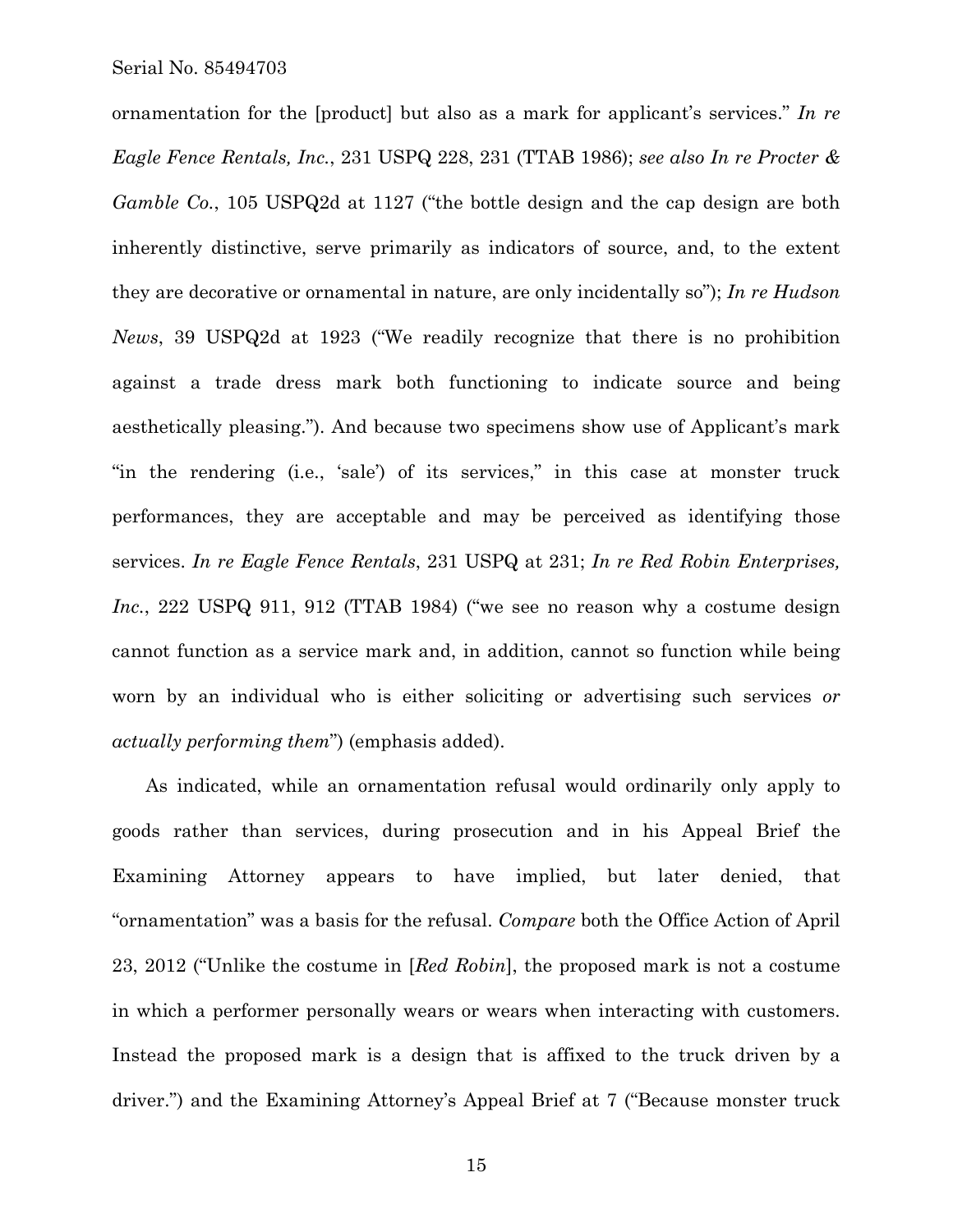ornamentation for the [product] but also as a mark for applicant's services." *In re Eagle Fence Rentals, Inc.*, 231 USPQ 228, 231 (TTAB 1986); *see also In re Procter & Gamble Co.*, 105 USPQ2d at 1127 ("the bottle design and the cap design are both inherently distinctive, serve primarily as indicators of source, and, to the extent they are decorative or ornamental in nature, are only incidentally so"); *In re Hudson News*, 39 USPQ2d at 1923 ("We readily recognize that there is no prohibition against a trade dress mark both functioning to indicate source and being aesthetically pleasing."). And because two specimens show use of Applicant's mark "in the rendering (i.e., 'sale') of its services," in this case at monster truck performances, they are acceptable and may be perceived as identifying those services. *In re Eagle Fence Rentals*, 231 USPQ at 231; *In re Red Robin Enterprises, Inc.*, 222 USPQ 911, 912 (TTAB 1984) ("we see no reason why a costume design cannot function as a service mark and, in addition, cannot so function while being worn by an individual who is either soliciting or advertising such services *or actually performing them*") (emphasis added).

As indicated, while an ornamentation refusal would ordinarily only apply to goods rather than services, during prosecution and in his Appeal Brief the Examining Attorney appears to have implied, but later denied, that "ornamentation" was a basis for the refusal. *Compare* both the Office Action of April 23, 2012 ("Unlike the costume in [*Red Robin*], the proposed mark is not a costume in which a performer personally wears or wears when interacting with customers. Instead the proposed mark is a design that is affixed to the truck driven by a driver.") and the Examining Attorney's Appeal Brief at 7 ("Because monster truck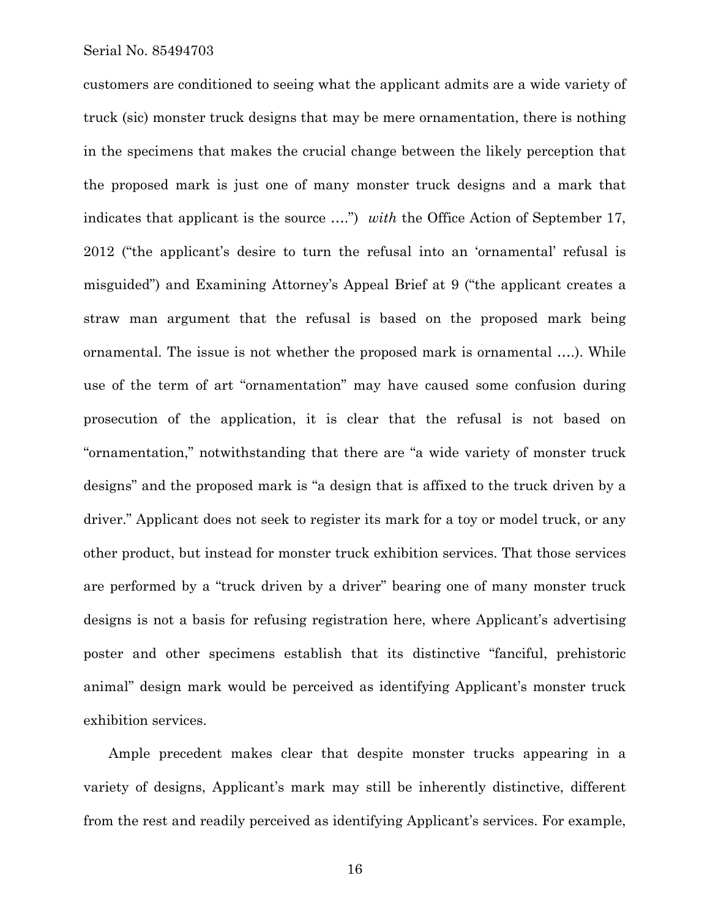customers are conditioned to seeing what the applicant admits are a wide variety of truck (sic) monster truck designs that may be mere ornamentation, there is nothing in the specimens that makes the crucial change between the likely perception that the proposed mark is just one of many monster truck designs and a mark that indicates that applicant is the source ….") *with* the Office Action of September 17, 2012 ("the applicant's desire to turn the refusal into an 'ornamental' refusal is misguided") and Examining Attorney's Appeal Brief at 9 ("the applicant creates a straw man argument that the refusal is based on the proposed mark being ornamental. The issue is not whether the proposed mark is ornamental ….). While use of the term of art "ornamentation" may have caused some confusion during prosecution of the application, it is clear that the refusal is not based on "ornamentation," notwithstanding that there are "a wide variety of monster truck designs" and the proposed mark is "a design that is affixed to the truck driven by a driver." Applicant does not seek to register its mark for a toy or model truck, or any other product, but instead for monster truck exhibition services. That those services are performed by a "truck driven by a driver" bearing one of many monster truck designs is not a basis for refusing registration here, where Applicant's advertising poster and other specimens establish that its distinctive "fanciful, prehistoric animal" design mark would be perceived as identifying Applicant's monster truck exhibition services.

Ample precedent makes clear that despite monster trucks appearing in a variety of designs, Applicant's mark may still be inherently distinctive, different from the rest and readily perceived as identifying Applicant's services. For example,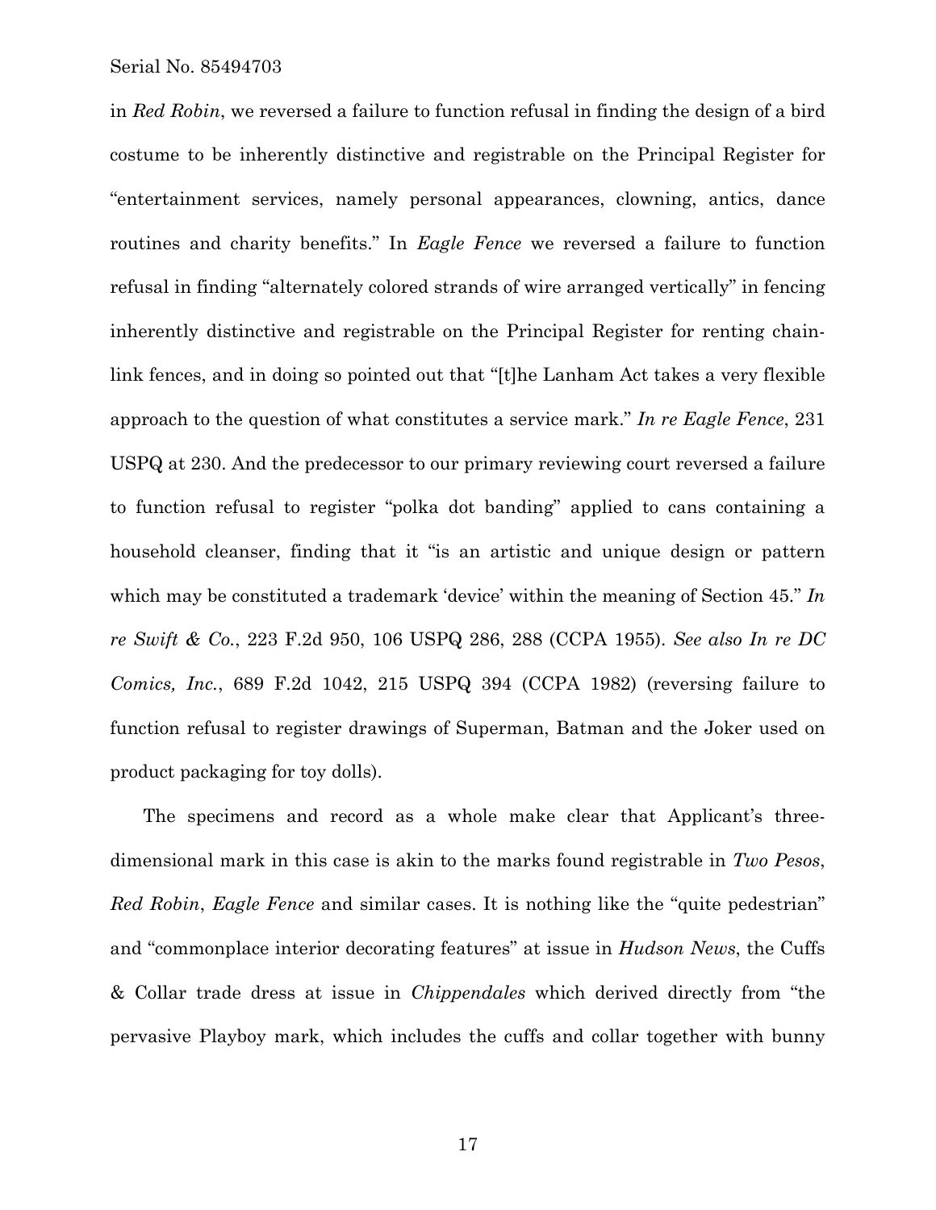in *Red Robin*, we reversed a failure to function refusal in finding the design of a bird costume to be inherently distinctive and registrable on the Principal Register for "entertainment services, namely personal appearances, clowning, antics, dance routines and charity benefits." In *Eagle Fence* we reversed a failure to function refusal in finding "alternately colored strands of wire arranged vertically" in fencing inherently distinctive and registrable on the Principal Register for renting chain-link fences, and in doing so pointed out that "[t]he Lanham Act takes a very flexible approach to the question of what constitutes a service mark." *In re Eagle Fence*, 231 USPQ at 230. And the predecessor to our primary reviewing court reversed a failure to function refusal to register "polka dot banding" applied to cans containing a household cleanser, finding that it "is an artistic and unique design or pattern which may be constituted a trademark 'device' within the meaning of Section 45." *In re Swift & Co.*, 223 F.2d 950, 106 USPQ 286, 288 (CCPA 1955). *See also In re DC Comics, Inc.*, 689 F.2d 1042, 215 USPQ 394 (CCPA 1982) (reversing failure to function refusal to register drawings of Superman, Batman and the Joker used on product packaging for toy dolls).

The specimens and record as a whole make clear that Applicant's three-dimensional mark in this case is akin to the marks found registrable in *Two Pesos*, *Red Robin*, *Eagle Fence* and similar cases. It is nothing like the "quite pedestrian" and "commonplace interior decorating features" at issue in *Hudson News*, the Cuffs & Collar trade dress at issue in *Chippendales* which derived directly from "the pervasive Playboy mark, which includes the cuffs and collar together with bunny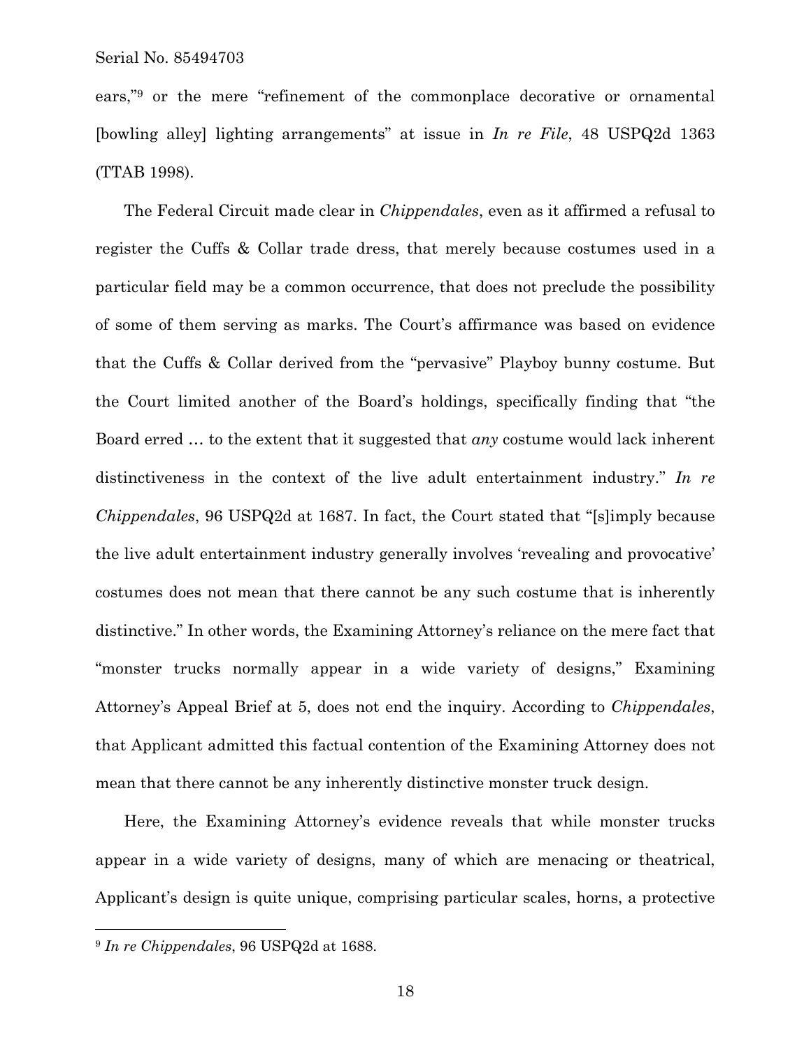ears,"[9] or the mere "refinement of the commonplace decorative or ornamental [bowling alley] lighting arrangements" at issue in *In re File*, 48 USPQ2d 1363 (TTAB 1998).

The Federal Circuit made clear in *Chippendales*, even as it affirmed a refusal to register the Cuffs & Collar trade dress, that merely because costumes used in a particular field may be a common occurrence, that does not preclude the possibility of some of them serving as marks. The Court's affirmance was based on evidence that the Cuffs & Collar derived from the "pervasive" Playboy bunny costume. But the Court limited another of the Board's holdings, specifically finding that "the Board erred … to the extent that it suggested that *any* costume would lack inherent distinctiveness in the context of the live adult entertainment industry." *In re Chippendales*, 96 USPQ2d at 1687. In fact, the Court stated that "[s]imply because the live adult entertainment industry generally involves 'revealing and provocative' costumes does not mean that there cannot be any such costume that is inherently distinctive." In other words, the Examining Attorney's reliance on the mere fact that "monster trucks normally appear in a wide variety of designs," Examining Attorney's Appeal Brief at 5, does not end the inquiry. According to *Chippendales*, that Applicant admitted this factual contention of the Examining Attorney does not mean that there cannot be any inherently distinctive monster truck design.

Here, the Examining Attorney's evidence reveals that while monster trucks appear in a wide variety of designs, many of which are menacing or theatrical, Applicant's design is quite unique, comprising particular scales, horns, a protective

---

[9] *In re Chippendales*, 96 USPQ2d at 1688.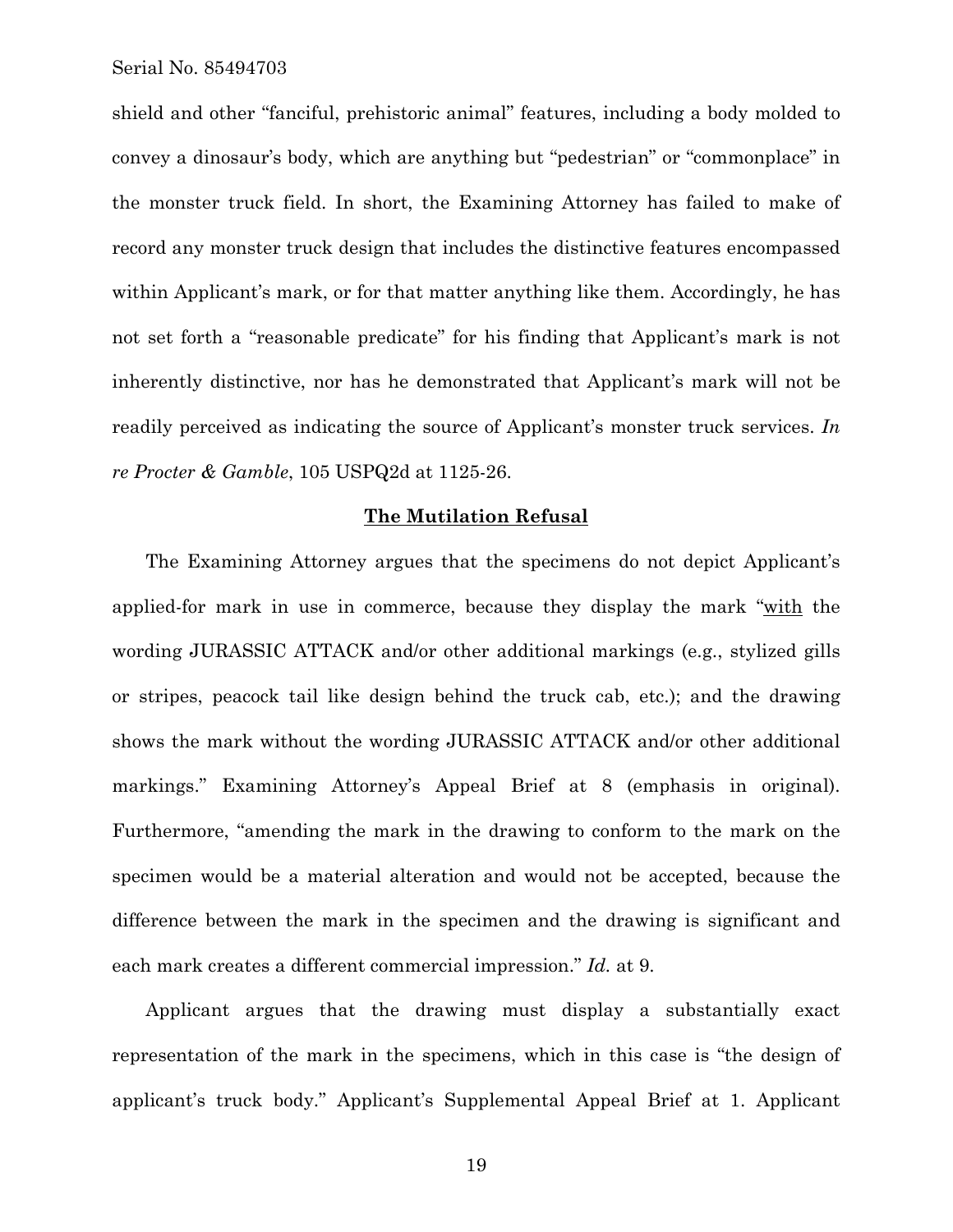shield and other “fanciful, prehistoric animal” features, including a body molded to convey a dinosaur’s body, which are anything but “pedestrian” or “commonplace” in the monster truck field. In short, the Examining Attorney has failed to make of record any monster truck design that includes the distinctive features encompassed within Applicant’s mark, or for that matter anything like them. Accordingly, he has not set forth a “reasonable predicate” for his finding that Applicant’s mark is not inherently distinctive, nor has he demonstrated that Applicant’s mark will not be readily perceived as indicating the source of Applicant’s monster truck services. *In re Procter & Gamble*, 105 USPQ2d at 1125-26.

## The Mutilation Refusal

The Examining Attorney argues that the specimens do not depict Applicant’s applied-for mark in use in commerce, because they display the mark “with the wording JURASSIC ATTACK and/or other additional markings (e.g., stylized gills or stripes, peacock tail like design behind the truck cab, etc.); and the drawing shows the mark without the wording JURASSIC ATTACK and/or other additional markings.” Examining Attorney’s Appeal Brief at 8 (emphasis in original). Furthermore, “amending the mark in the drawing to conform to the mark on the specimen would be a material alteration and would not be accepted, because the difference between the mark in the specimen and the drawing is significant and each mark creates a different commercial impression.” *Id.* at 9.

Applicant argues that the drawing must display a substantially exact representation of the mark in the specimens, which in this case is “the design of applicant’s truck body.” Applicant’s Supplemental Appeal Brief at 1. Applicant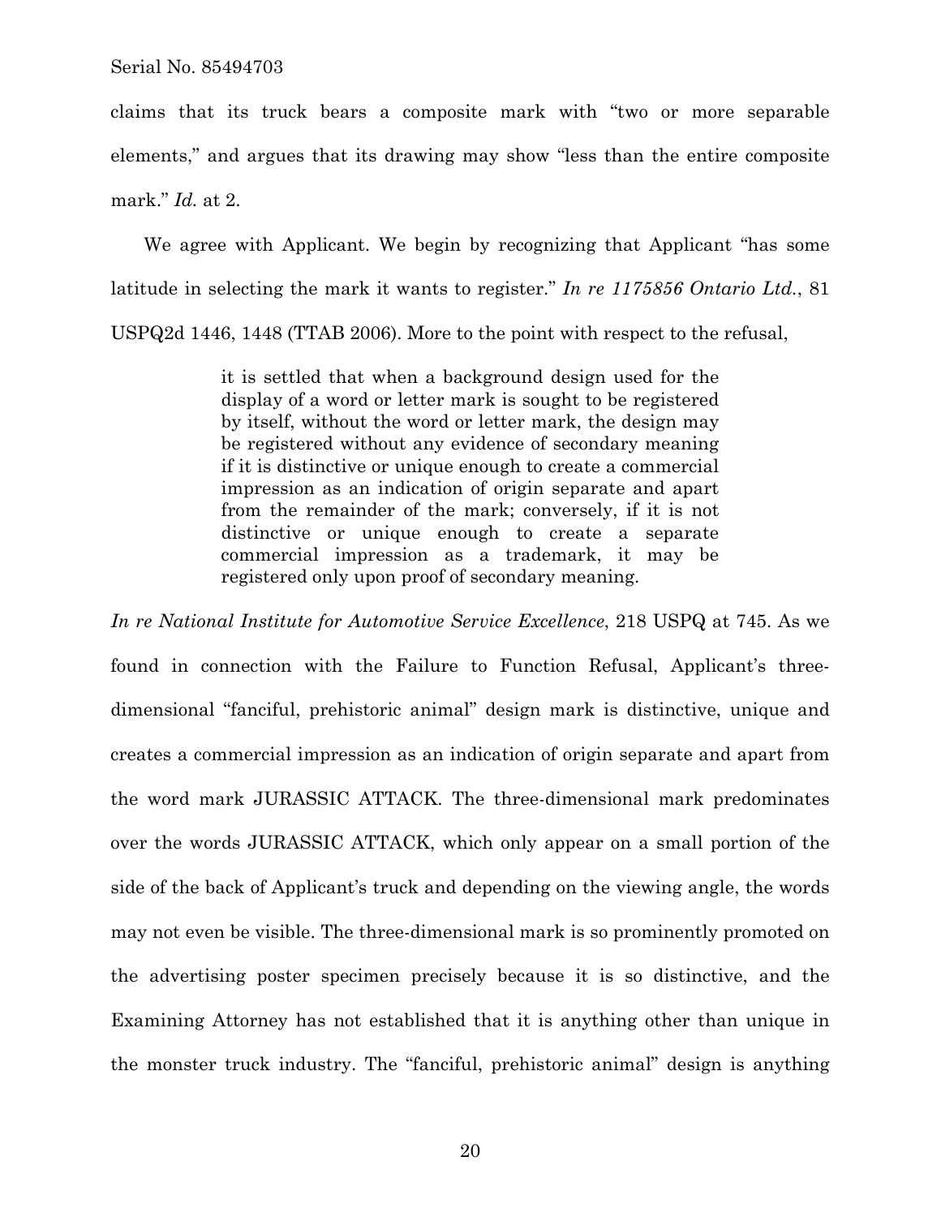claims that its truck bears a composite mark with "two or more separable elements," and argues that its drawing may show "less than the entire composite mark." *Id.* at 2.

We agree with Applicant. We begin by recognizing that Applicant "has some latitude in selecting the mark it wants to register." *In re 1175856 Ontario Ltd.*, 81 USPQ2d 1446, 1448 (TTAB 2006). More to the point with respect to the refusal,

> it is settled that when a background design used for the display of a word or letter mark is sought to be registered by itself, without the word or letter mark, the design may be registered without any evidence of secondary meaning if it is distinctive or unique enough to create a commercial impression as an indication of origin separate and apart from the remainder of the mark; conversely, if it is not distinctive or unique enough to create a separate commercial impression as a trademark, it may be registered only upon proof of secondary meaning.

*In re National Institute for Automotive Service Excellence*, 218 USPQ at 745. As we found in connection with the Failure to Function Refusal, Applicant's three-dimensional "fanciful, prehistoric animal" design mark is distinctive, unique and creates a commercial impression as an indication of origin separate and apart from the word mark JURASSIC ATTACK. The three-dimensional mark predominates over the words JURASSIC ATTACK, which only appear on a small portion of the side of the back of Applicant's truck and depending on the viewing angle, the words may not even be visible. The three-dimensional mark is so prominently promoted on the advertising poster specimen precisely because it is so distinctive, and the Examining Attorney has not established that it is anything other than unique in the monster truck industry. The "fanciful, prehistoric animal" design is anything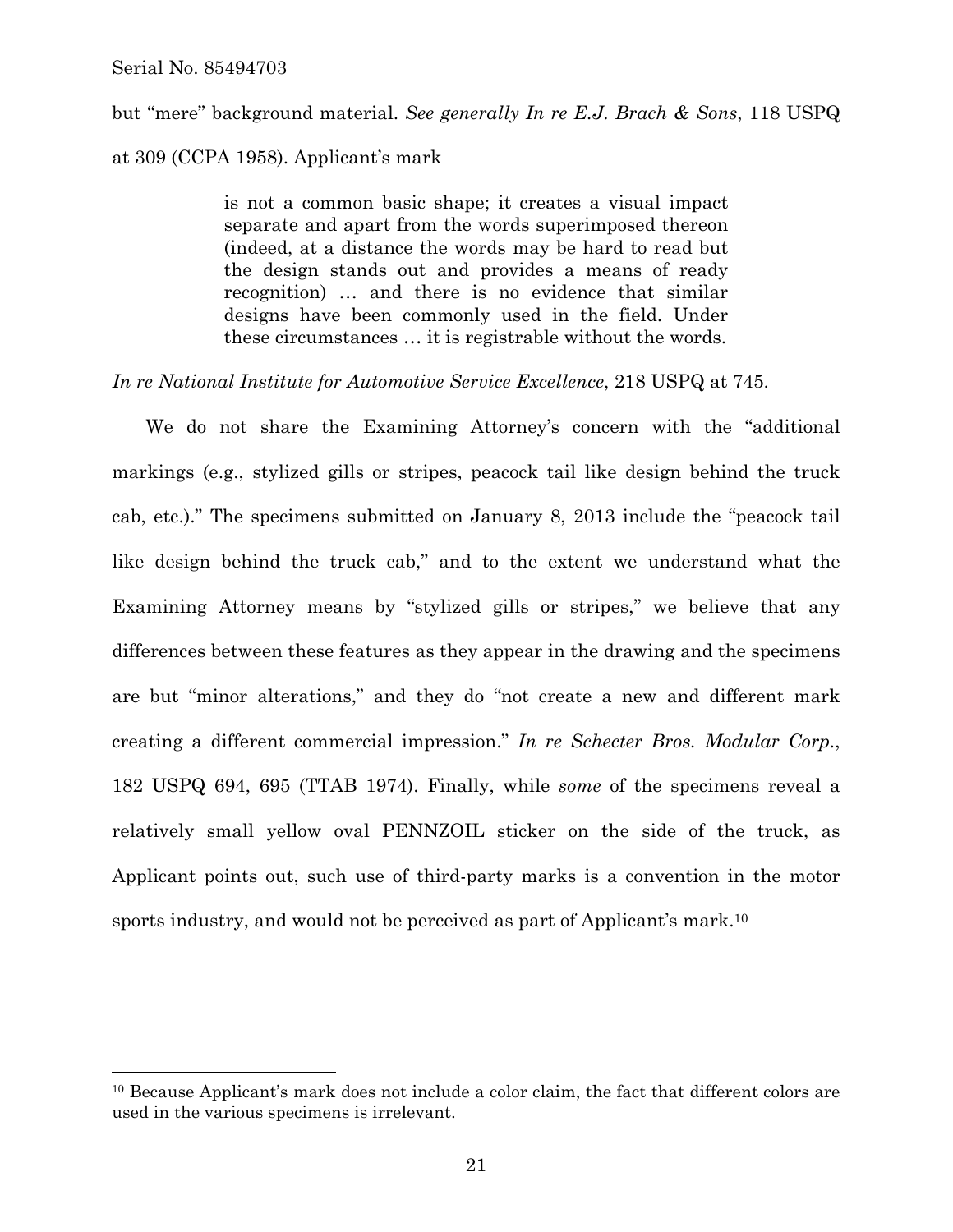but "mere" background material. *See generally In re E.J. Brach & Sons*, 118 USPQ at 309 (CCPA 1958). Applicant's mark

> is not a common basic shape; it creates a visual impact separate and apart from the words superimposed thereon (indeed, at a distance the words may be hard to read but the design stands out and provides a means of ready recognition) … and there is no evidence that similar designs have been commonly used in the field. Under these circumstances … it is registrable without the words.

*In re National Institute for Automotive Service Excellence*, 218 USPQ at 745.

We do not share the Examining Attorney's concern with the "additional markings (e.g., stylized gills or stripes, peacock tail like design behind the truck cab, etc.)." The specimens submitted on January 8, 2013 include the "peacock tail like design behind the truck cab," and to the extent we understand what the Examining Attorney means by "stylized gills or stripes," we believe that any differences between these features as they appear in the drawing and the specimens are but "minor alterations," and they do "not create a new and different mark creating a different commercial impression." *In re Schecter Bros. Modular Corp.*, 182 USPQ 694, 695 (TTAB 1974). Finally, while *some* of the specimens reveal a relatively small yellow oval PENNZOIL sticker on the side of the truck, as Applicant points out, such use of third-party marks is a convention in the motor sports industry, and would not be perceived as part of Applicant's mark.[10]

---

[10] Because Applicant's mark does not include a color claim, the fact that different colors are used in the various specimens is irrelevant.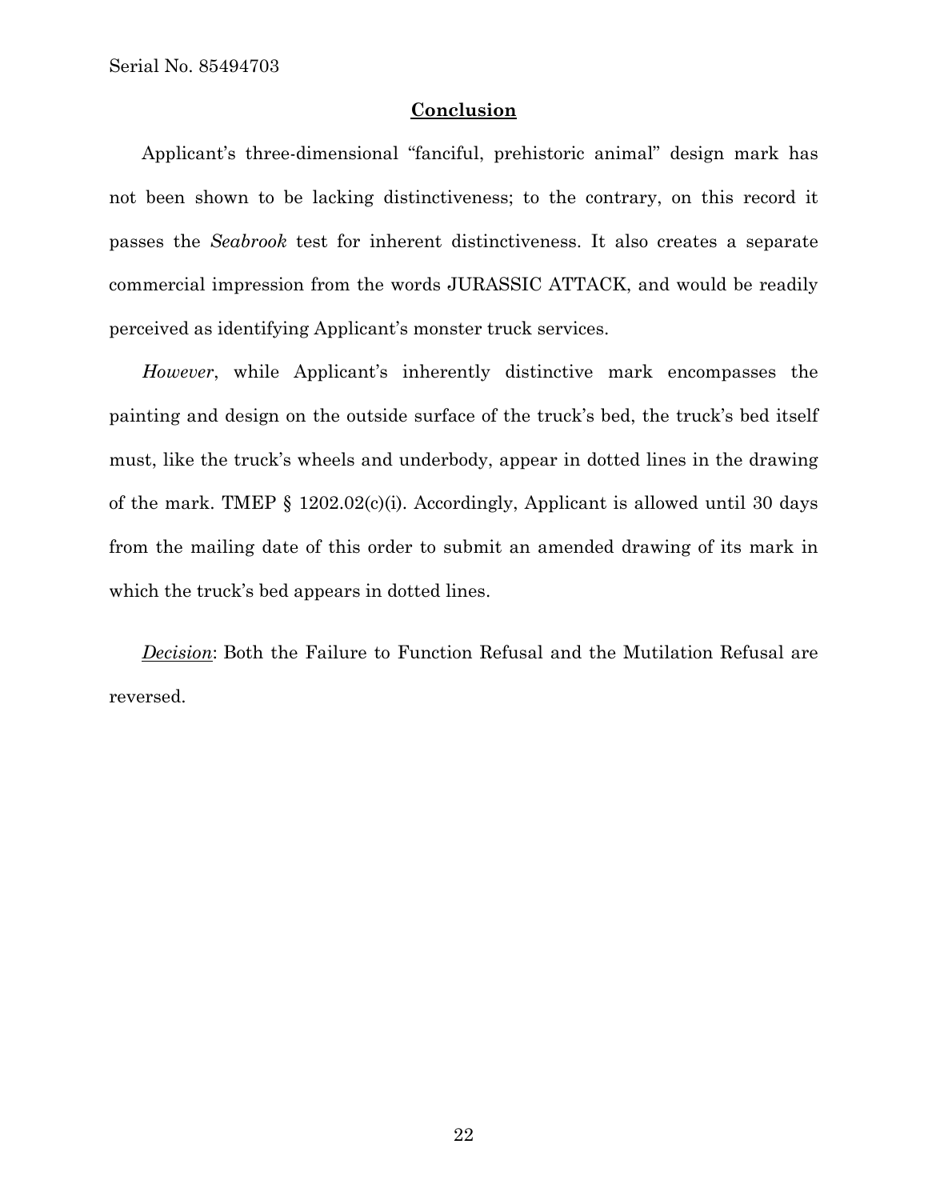## **Conclusion**

Applicant's three-dimensional "fanciful, prehistoric animal" design mark has not been shown to be lacking distinctiveness; to the contrary, on this record it passes the *Seabrook* test for inherent distinctiveness. It also creates a separate commercial impression from the words JURASSIC ATTACK, and would be readily perceived as identifying Applicant's monster truck services.

*However*, while Applicant's inherently distinctive mark encompasses the painting and design on the outside surface of the truck's bed, the truck's bed itself must, like the truck's wheels and underbody, appear in dotted lines in the drawing of the mark. TMEP § 1202.02(c)(i). Accordingly, Applicant is allowed until 30 days from the mailing date of this order to submit an amended drawing of its mark in which the truck's bed appears in dotted lines.

<u>*Decision*</u>: Both the Failure to Function Refusal and the Mutilation Refusal are reversed.